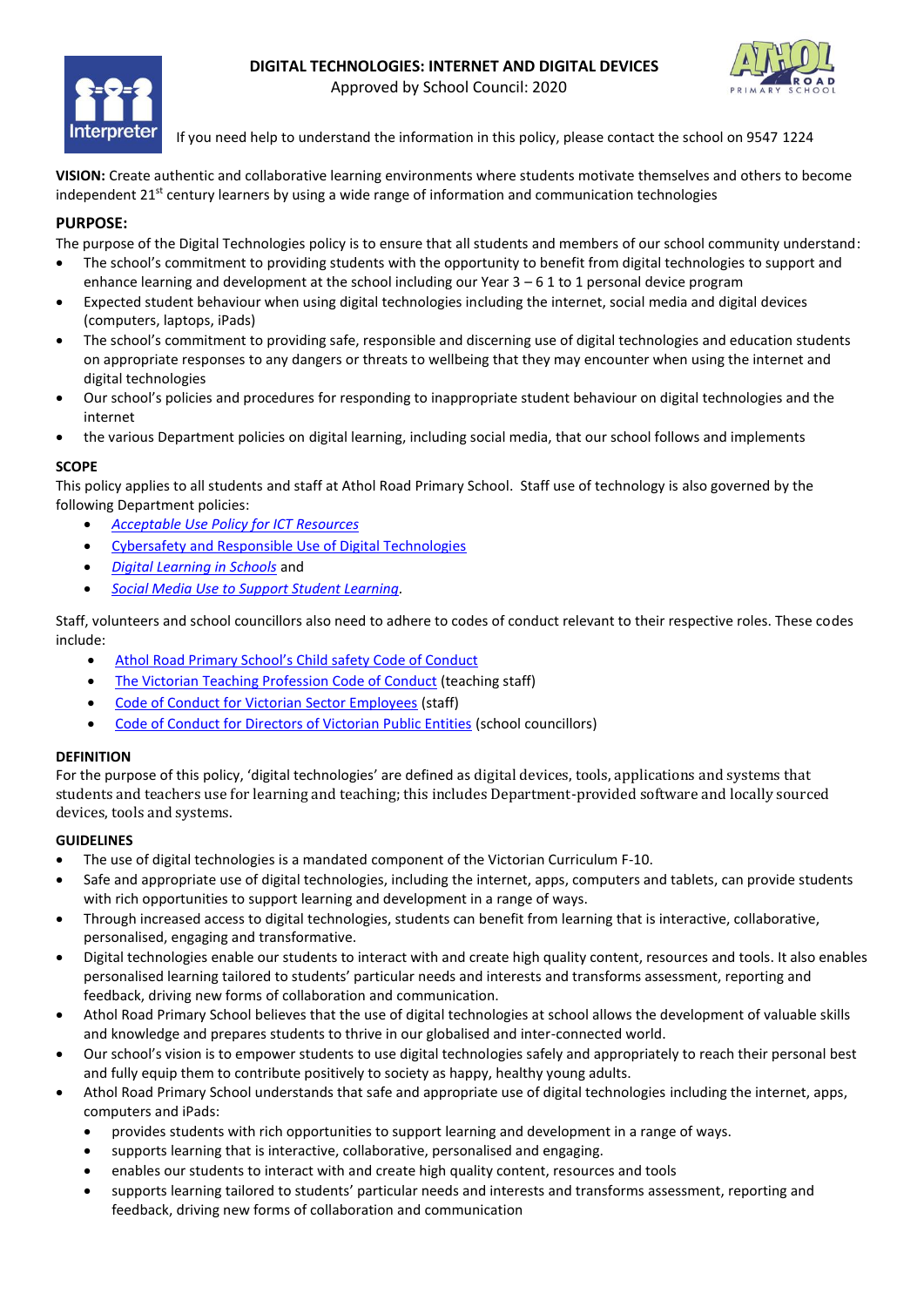# DIGITAL TECHNOLOGIES: INTERNET AND DIGITAL DEVICES

Approved by School Council: 2020

If you need help to understand the information in this policy, please contact the school on 9547 1224

**VISION:** Create authentic and collaborative learning environments where students motivate themselves and others to become independent 21st century learners by using a wide range of information and communication technologies

## PURPOSE:

The purpose of the Digital Technologies policy is to ensure that all students and members of our school community understand:

- The school's commitment to providing students with the opportunity to benefit from digital technologies to support and enhance learning and development at the school including our Year 3 – 6 1 to 1 personal device program
- Expected student behaviour when using digital technologies including the internet, social media and digital devices (computers, laptops, iPads)
- The school's commitment to providing safe, responsible and discerning use of digital technologies and education students on appropriate responses to any dangers or threats to wellbeing that they may encounter when using the internet and digital technologies
- Our school's policies and procedures for responding to inappropriate student behaviour on digital technologies and the internet
- the various Department policies on digital learning, including social media, that our school follows and implements

## SCOPE

This policy applies to all students and staff at Athol Road Primary School. Staff use of technology is also governed by the following Department policies:

- *Acceptable Use Policy for ICT Resources*
- Cybersafety and Responsible Use of Digital Technologies
- *Digital Learning in Schools* and
- *Social Media Use to Support Student Learning*.

Staff, volunteers and school councillors also need to adhere to codes of conduct relevant to their respective roles. These codes include:

- Athol Road Primary School's Child safety Code of Conduct
- The Victorian Teaching Profession Code of Conduct (teaching staff)
- Code of Conduct for Victorian Sector Employees (staff)
- Code of Conduct for Directors of Victorian Public Entities (school councillors)

## DEFINITION

For the purpose of this policy, 'digital technologies' are defined as digital devices, tools, applications and systems that students and teachers use for learning and teaching; this includes Department-provided software and locally sourced devices, tools and systems.

## GUIDELINES

- The use of digital technologies is a mandated component of the Victorian Curriculum F-10.
- Safe and appropriate use of digital technologies, including the internet, apps, computers and tablets, can provide students with rich opportunities to support learning and development in a range of ways.
- Through increased access to digital technologies, students can benefit from learning that is interactive, collaborative, personalised, engaging and transformative.
- Digital technologies enable our students to interact with and create high quality content, resources and tools. It also enables personalised learning tailored to students' particular needs and interests and transforms assessment, reporting and feedback, driving new forms of collaboration and communication.
- Athol Road Primary School believes that the use of digital technologies at school allows the development of valuable skills and knowledge and prepares students to thrive in our globalised and inter-connected world.
- Our school's vision is to empower students to use digital technologies safely and appropriately to reach their personal best and fully equip them to contribute positively to society as happy, healthy young adults.
- Athol Road Primary School understands that safe and appropriate use of digital technologies including the internet, apps, computers and iPads:
  - provides students with rich opportunities to support learning and development in a range of ways.
  - supports learning that is interactive, collaborative, personalised and engaging.
  - enables our students to interact with and create high quality content, resources and tools
  - supports learning tailored to students' particular needs and interests and transforms assessment, reporting and feedback, driving new forms of collaboration and communication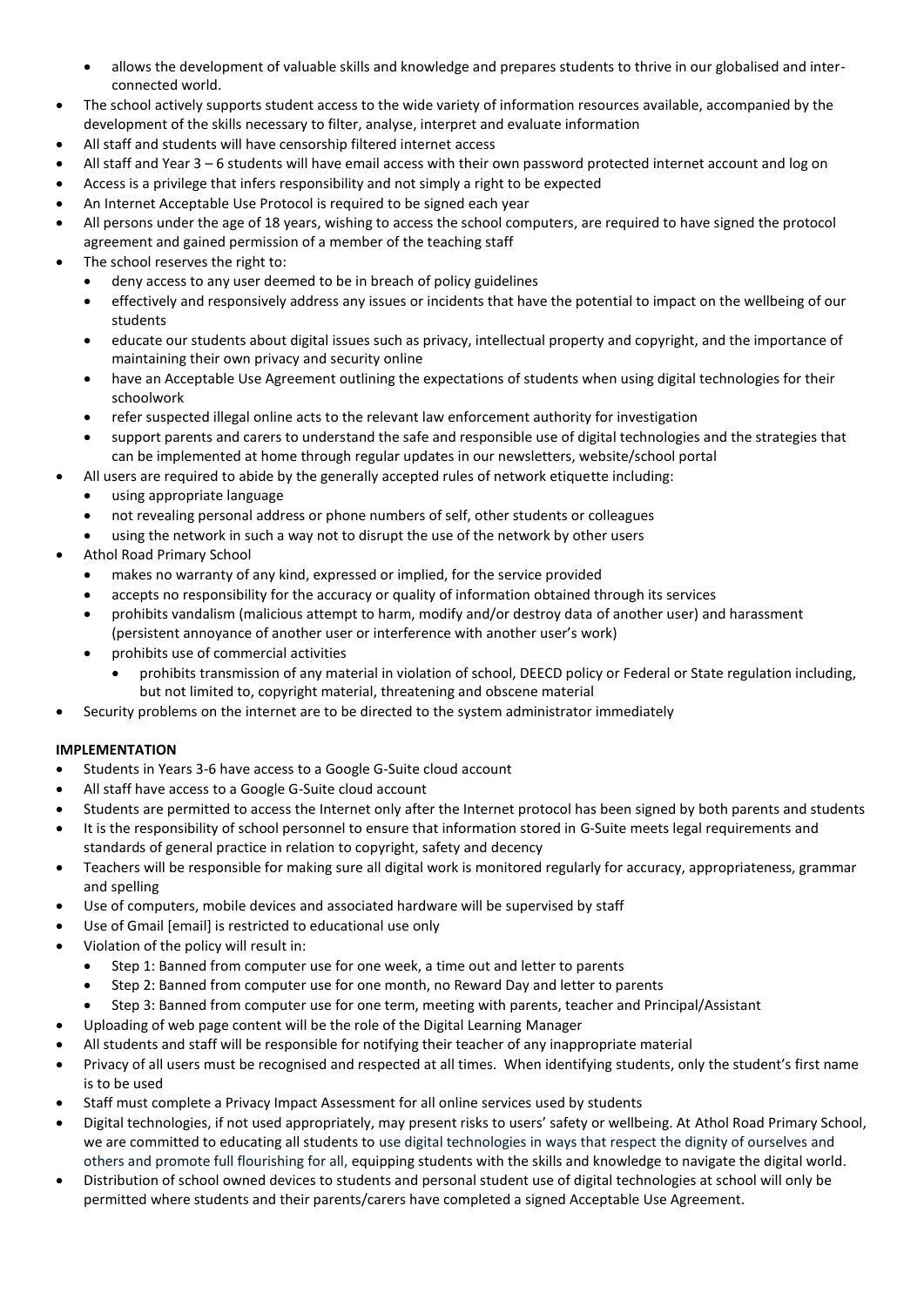- allows the development of valuable skills and knowledge and prepares students to thrive in our globalised and inter-connected world.
- The school actively supports student access to the wide variety of information resources available, accompanied by the development of the skills necessary to filter, analyse, interpret and evaluate information
- All staff and students will have censorship filtered internet access
- All staff and Year 3 – 6 students will have email access with their own password protected internet account and log on
- Access is a privilege that infers responsibility and not simply a right to be expected
- An Internet Acceptable Use Protocol is required to be signed each year
- All persons under the age of 18 years, wishing to access the school computers, are required to have signed the protocol agreement and gained permission of a member of the teaching staff
- The school reserves the right to:
  - deny access to any user deemed to be in breach of policy guidelines
  - effectively and responsively address any issues or incidents that have the potential to impact on the wellbeing of our students
  - educate our students about digital issues such as privacy, intellectual property and copyright, and the importance of maintaining their own privacy and security online
  - have an Acceptable Use Agreement outlining the expectations of students when using digital technologies for their schoolwork
  - refer suspected illegal online acts to the relevant law enforcement authority for investigation
  - support parents and carers to understand the safe and responsible use of digital technologies and the strategies that can be implemented at home through regular updates in our newsletters, website/school portal
- All users are required to abide by the generally accepted rules of network etiquette including:
  - using appropriate language
  - not revealing personal address or phone numbers of self, other students or colleagues
  - using the network in such a way not to disrupt the use of the network by other users
- Athol Road Primary School
  - makes no warranty of any kind, expressed or implied, for the service provided
  - accepts no responsibility for the accuracy or quality of information obtained through its services
  - prohibits vandalism (malicious attempt to harm, modify and/or destroy data of another user) and harassment (persistent annoyance of another user or interference with another user's work)
  - prohibits use of commercial activities
    - prohibits transmission of any material in violation of school, DEECD policy or Federal or State regulation including, but not limited to, copyright material, threatening and obscene material
- Security problems on the internet are to be directed to the system administrator immediately

**IMPLEMENTATION**

- Students in Years 3-6 have access to a Google G-Suite cloud account
- All staff have access to a Google G-Suite cloud account
- Students are permitted to access the Internet only after the Internet protocol has been signed by both parents and students
- It is the responsibility of school personnel to ensure that information stored in G-Suite meets legal requirements and standards of general practice in relation to copyright, safety and decency
- Teachers will be responsible for making sure all digital work is monitored regularly for accuracy, appropriateness, grammar and spelling
- Use of computers, mobile devices and associated hardware will be supervised by staff
- Use of Gmail [email] is restricted to educational use only
- Violation of the policy will result in:
  - Step 1: Banned from computer use for one week, a time out and letter to parents
  - Step 2: Banned from computer use for one month, no Reward Day and letter to parents
  - Step 3: Banned from computer use for one term, meeting with parents, teacher and Principal/Assistant
- Uploading of web page content will be the role of the Digital Learning Manager
- All students and staff will be responsible for notifying their teacher of any inappropriate material
- Privacy of all users must be recognised and respected at all times. When identifying students, only the student's first name is to be used
- Staff must complete a Privacy Impact Assessment for all online services used by students
- Digital technologies, if not used appropriately, may present risks to users' safety or wellbeing. At Athol Road Primary School, we are committed to educating all students to use digital technologies in ways that respect the dignity of ourselves and others and promote full flourishing for all, equipping students with the skills and knowledge to navigate the digital world.
- Distribution of school owned devices to students and personal student use of digital technologies at school will only be permitted where students and their parents/carers have completed a signed Acceptable Use Agreement.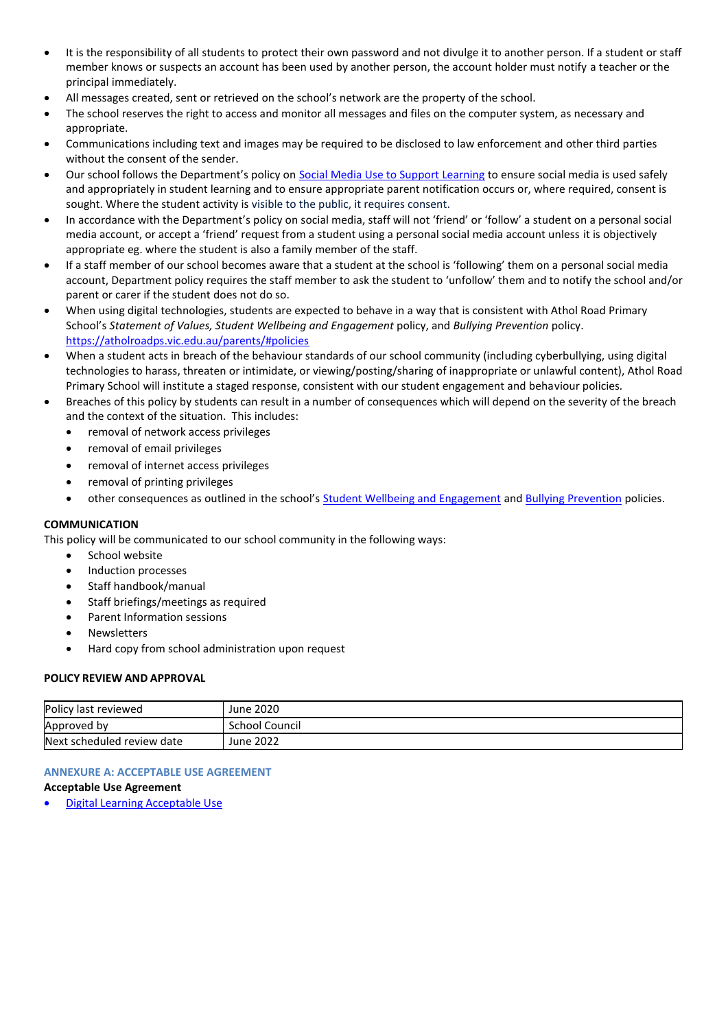- It is the responsibility of all students to protect their own password and not divulge it to another person. If a student or staff member knows or suspects an account has been used by another person, the account holder must notify a teacher or the principal immediately.
- All messages created, sent or retrieved on the school's network are the property of the school.
- The school reserves the right to access and monitor all messages and files on the computer system, as necessary and appropriate.
- Communications including text and images may be required to be disclosed to law enforcement and other third parties without the consent of the sender.
- Our school follows the Department's policy on [Social Media Use to Support Learning] to ensure social media is used safely and appropriately in student learning and to ensure appropriate parent notification occurs or, where required, consent is sought. Where the student activity is visible to the public, it requires consent.
- In accordance with the Department's policy on social media, staff will not 'friend' or 'follow' a student on a personal social media account, or accept a 'friend' request from a student using a personal social media account unless it is objectively appropriate eg. where the student is also a family member of the staff.
- If a staff member of our school becomes aware that a student at the school is 'following' them on a personal social media account, Department policy requires the staff member to ask the student to 'unfollow' them and to notify the school and/or parent or carer if the student does not do so.
- When using digital technologies, students are expected to behave in a way that is consistent with Athol Road Primary School's *Statement of Values, Student Wellbeing and Engagement* policy, and *Bullying Prevention* policy. https://atholroadps.vic.edu.au/parents/#policies
- When a student acts in breach of the behaviour standards of our school community (including cyberbullying, using digital technologies to harass, threaten or intimidate, or viewing/posting/sharing of inappropriate or unlawful content), Athol Road Primary School will institute a staged response, consistent with our student engagement and behaviour policies*.*
- Breaches of this policy by students can result in a number of consequences which will depend on the severity of the breach and the context of the situation. This includes:
  - removal of network access privileges
  - removal of email privileges
  - removal of internet access privileges
  - removal of printing privileges
  - other consequences as outlined in the school's [Student Wellbeing and Engagement] and [Bullying Prevention] policies.

**COMMUNICATION**

This policy will be communicated to our school community in the following ways:

- School website
- Induction processes
- Staff handbook/manual
- Staff briefings/meetings as required
- Parent Information sessions
- Newsletters
- Hard copy from school administration upon request

**POLICY REVIEW AND APPROVAL**

| | |
|---|---|
| Policy last reviewed | June 2020 |
| Approved by | School Council |
| Next scheduled review date | June 2022 |

**ANNEXURE A: ACCEPTABLE USE AGREEMENT**

**Acceptable Use Agreement**

- [Digital Learning Acceptable Use]